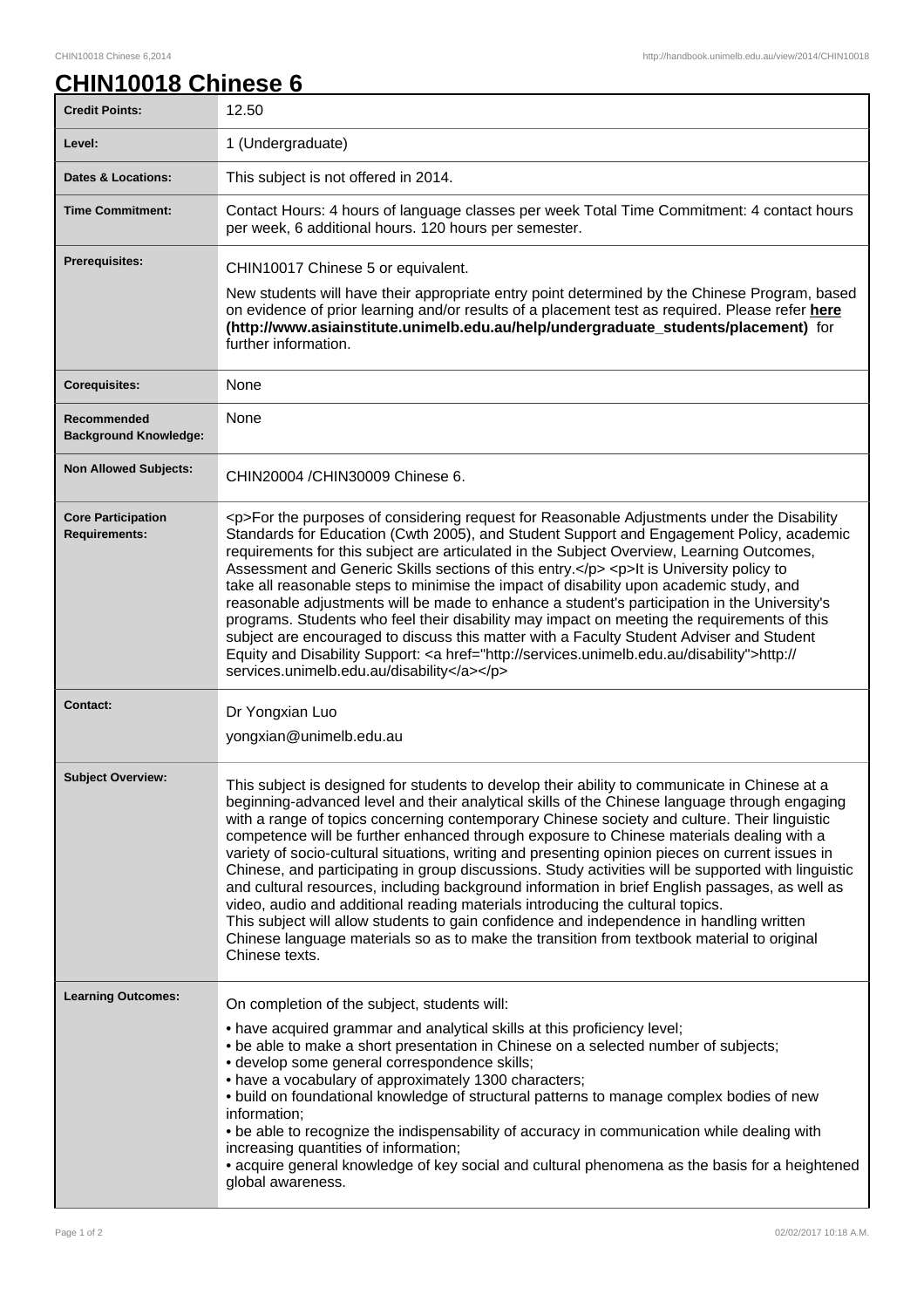# CHIN10018 Chinese 6

| | |
|---|---|
| **Credit Points:** | 12.50 |
| **Level:** | 1 (Undergraduate) |
| **Dates & Locations:** | This subject is not offered in 2014. |
| **Time Commitment:** | Contact Hours: 4 hours of language classes per week Total Time Commitment: 4 contact hours per week, 6 additional hours. 120 hours per semester. |
| **Prerequisites:** | CHIN10017 Chinese 5 or equivalent.<br><br>New students will have their appropriate entry point determined by the Chinese Program, based on evidence of prior learning and/or results of a placement test as required. Please refer **here (http://www.asiainstitute.unimelb.edu.au/help/undergraduate_students/placement)** for further information. |
| **Corequisites:** | None |
| **Recommended Background Knowledge:** | None |
| **Non Allowed Subjects:** | CHIN20004 /CHIN30009 Chinese 6. |
| **Core Participation Requirements:** | <p>For the purposes of considering request for Reasonable Adjustments under the Disability Standards for Education (Cwth 2005), and Student Support and Engagement Policy, academic requirements for this subject are articulated in the Subject Overview, Learning Outcomes, Assessment and Generic Skills sections of this entry.</p> <p>It is University policy to take all reasonable steps to minimise the impact of disability upon academic study, and reasonable adjustments will be made to enhance a student's participation in the University's programs. Students who feel their disability may impact on meeting the requirements of this subject are encouraged to discuss this matter with a Faculty Student Adviser and Student Equity and Disability Support: <a href="http://services.unimelb.edu.au/disability">http://services.unimelb.edu.au/disability</a></p> |
| **Contact:** | Dr Yongxian Luo<br><br>yongxian@unimelb.edu.au |
| **Subject Overview:** | This subject is designed for students to develop their ability to communicate in Chinese at a beginning-advanced level and their analytical skills of the Chinese language through engaging with a range of topics concerning contemporary Chinese society and culture. Their linguistic competence will be further enhanced through exposure to Chinese materials dealing with a variety of socio-cultural situations, writing and presenting opinion pieces on current issues in Chinese, and participating in group discussions. Study activities will be supported with linguistic and cultural resources, including background information in brief English passages, as well as video, audio and additional reading materials introducing the cultural topics.<br>This subject will allow students to gain confidence and independence in handling written Chinese language materials so as to make the transition from textbook material to original Chinese texts. |
| **Learning Outcomes:** | On completion of the subject, students will:<br><br>• have acquired grammar and analytical skills at this proficiency level;<br>• be able to make a short presentation in Chinese on a selected number of subjects;<br>• develop some general correspondence skills;<br>• have a vocabulary of approximately 1300 characters;<br>• build on foundational knowledge of structural patterns to manage complex bodies of new information;<br>• be able to recognize the indispensability of accuracy in communication while dealing with increasing quantities of information;<br>• acquire general knowledge of key social and cultural phenomena as the basis for a heightened global awareness. |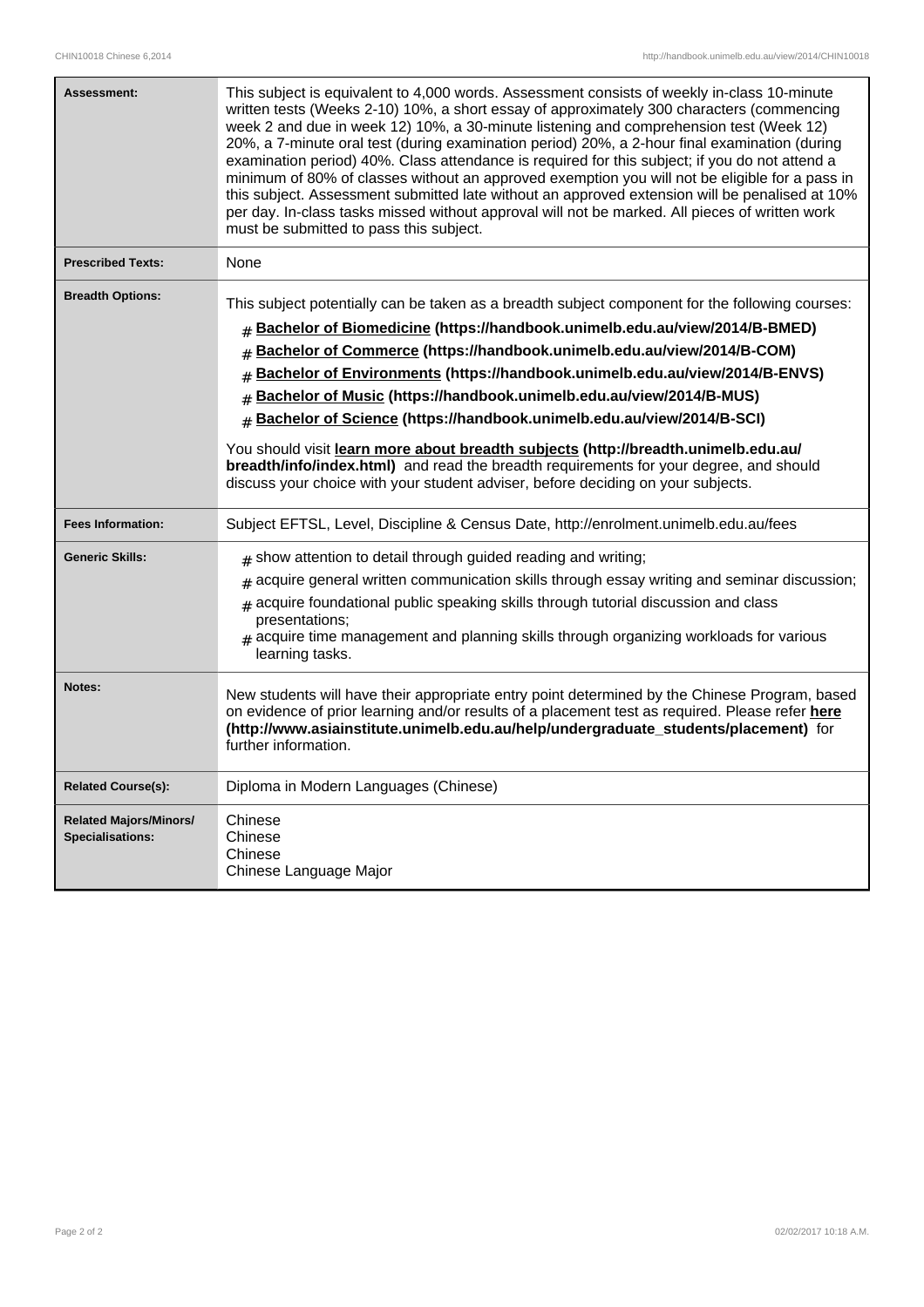| | |
|---|---|
| **Assessment:** | This subject is equivalent to 4,000 words. Assessment consists of weekly in-class 10-minute written tests (Weeks 2-10) 10%, a short essay of approximately 300 characters (commencing week 2 and due in week 12) 10%, a 30-minute listening and comprehension test (Week 12) 20%, a 7-minute oral test (during examination period) 20%, a 2-hour final examination (during examination period) 40%. Class attendance is required for this subject; if you do not attend a minimum of 80% of classes without an approved exemption you will not be eligible for a pass in this subject. Assessment submitted late without an approved extension will be penalised at 10% per day. In-class tasks missed without approval will not be marked. All pieces of written work must be submitted to pass this subject. |
| **Prescribed Texts:** | None |
| **Breadth Options:** | This subject potentially can be taken as a breadth subject component for the following courses:<br># **Bachelor of Biomedicine (https://handbook.unimelb.edu.au/view/2014/B-BMED)**<br># **Bachelor of Commerce (https://handbook.unimelb.edu.au/view/2014/B-COM)**<br># **Bachelor of Environments (https://handbook.unimelb.edu.au/view/2014/B-ENVS)**<br># **Bachelor of Music (https://handbook.unimelb.edu.au/view/2014/B-MUS)**<br># **Bachelor of Science (https://handbook.unimelb.edu.au/view/2014/B-SCI)**<br>You should visit **learn more about breadth subjects (http://breadth.unimelb.edu.au/breadth/info/index.html)** and read the breadth requirements for your degree, and should discuss your choice with your student adviser, before deciding on your subjects. |
| **Fees Information:** | Subject EFTSL, Level, Discipline & Census Date, http://enrolment.unimelb.edu.au/fees |
| **Generic Skills:** | # show attention to detail through guided reading and writing;<br># acquire general written communication skills through essay writing and seminar discussion;<br># acquire foundational public speaking skills through tutorial discussion and class presentations;<br># acquire time management and planning skills through organizing workloads for various learning tasks. |
| **Notes:** | New students will have their appropriate entry point determined by the Chinese Program, based on evidence of prior learning and/or results of a placement test as required. Please refer **here (http://www.asiainstitute.unimelb.edu.au/help/undergraduate_students/placement)** for further information. |
| **Related Course(s):** | Diploma in Modern Languages (Chinese) |
| **Related Majors/Minors/ Specialisations:** | Chinese<br>Chinese<br>Chinese<br>Chinese Language Major |